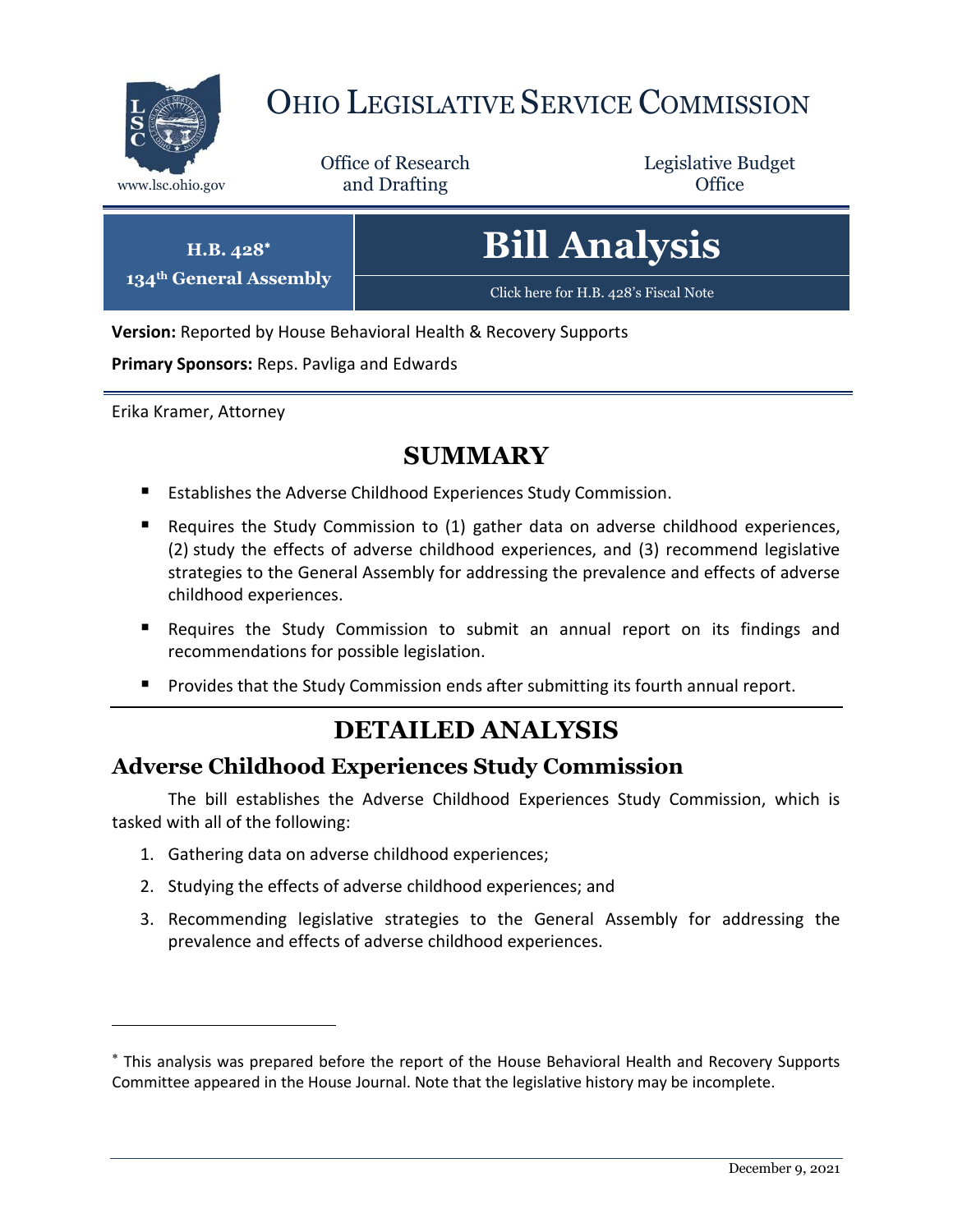# OHIO LEGISLATIVE SERVICE COMMISSION

www.lsc.ohio.gov

Office of Research and Drafting

Legislative Budget Office

**H.B. 428***
**134th General Assembly**

# Bill Analysis

Click here for H.B. 428's Fiscal Note

**Version:** Reported by House Behavioral Health & Recovery Supports

**Primary Sponsors:** Reps. Pavliga and Edwards

Erika Kramer, Attorney

## SUMMARY

- Establishes the Adverse Childhood Experiences Study Commission.
- Requires the Study Commission to (1) gather data on adverse childhood experiences, (2) study the effects of adverse childhood experiences, and (3) recommend legislative strategies to the General Assembly for addressing the prevalence and effects of adverse childhood experiences.
- Requires the Study Commission to submit an annual report on its findings and recommendations for possible legislation.
- Provides that the Study Commission ends after submitting its fourth annual report.

## DETAILED ANALYSIS

### Adverse Childhood Experiences Study Commission

The bill establishes the Adverse Childhood Experiences Study Commission, which is tasked with all of the following:

1. Gathering data on adverse childhood experiences;
2. Studying the effects of adverse childhood experiences; and
3. Recommending legislative strategies to the General Assembly for addressing the prevalence and effects of adverse childhood experiences.

---

* This analysis was prepared before the report of the House Behavioral Health and Recovery Supports Committee appeared in the House Journal. Note that the legislative history may be incomplete.

December 9, 2021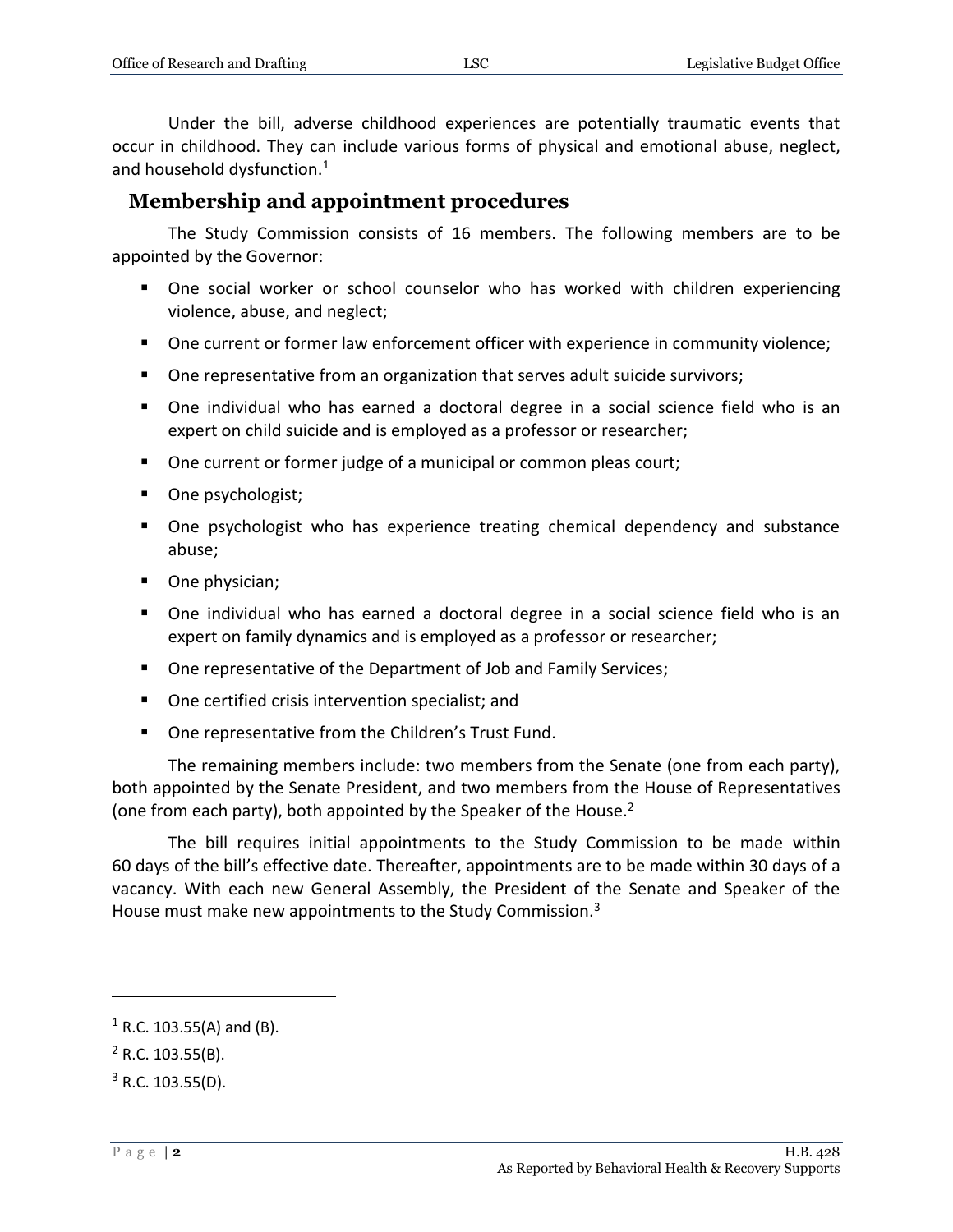Under the bill, adverse childhood experiences are potentially traumatic events that occur in childhood. They can include various forms of physical and emotional abuse, neglect, and household dysfunction.[1]

## Membership and appointment procedures

The Study Commission consists of 16 members. The following members are to be appointed by the Governor:

- One social worker or school counselor who has worked with children experiencing violence, abuse, and neglect;
- One current or former law enforcement officer with experience in community violence;
- One representative from an organization that serves adult suicide survivors;
- One individual who has earned a doctoral degree in a social science field who is an expert on child suicide and is employed as a professor or researcher;
- One current or former judge of a municipal or common pleas court;
- One psychologist;
- One psychologist who has experience treating chemical dependency and substance abuse;
- One physician;
- One individual who has earned a doctoral degree in a social science field who is an expert on family dynamics and is employed as a professor or researcher;
- One representative of the Department of Job and Family Services;
- One certified crisis intervention specialist; and
- One representative from the Children's Trust Fund.

The remaining members include: two members from the Senate (one from each party), both appointed by the Senate President, and two members from the House of Representatives (one from each party), both appointed by the Speaker of the House.[2]

The bill requires initial appointments to the Study Commission to be made within 60 days of the bill's effective date. Thereafter, appointments are to be made within 30 days of a vacancy. With each new General Assembly, the President of the Senate and Speaker of the House must make new appointments to the Study Commission.[3]

---

[1] R.C. 103.55(A) and (B).

[2] R.C. 103.55(B).

[3] R.C. 103.55(D).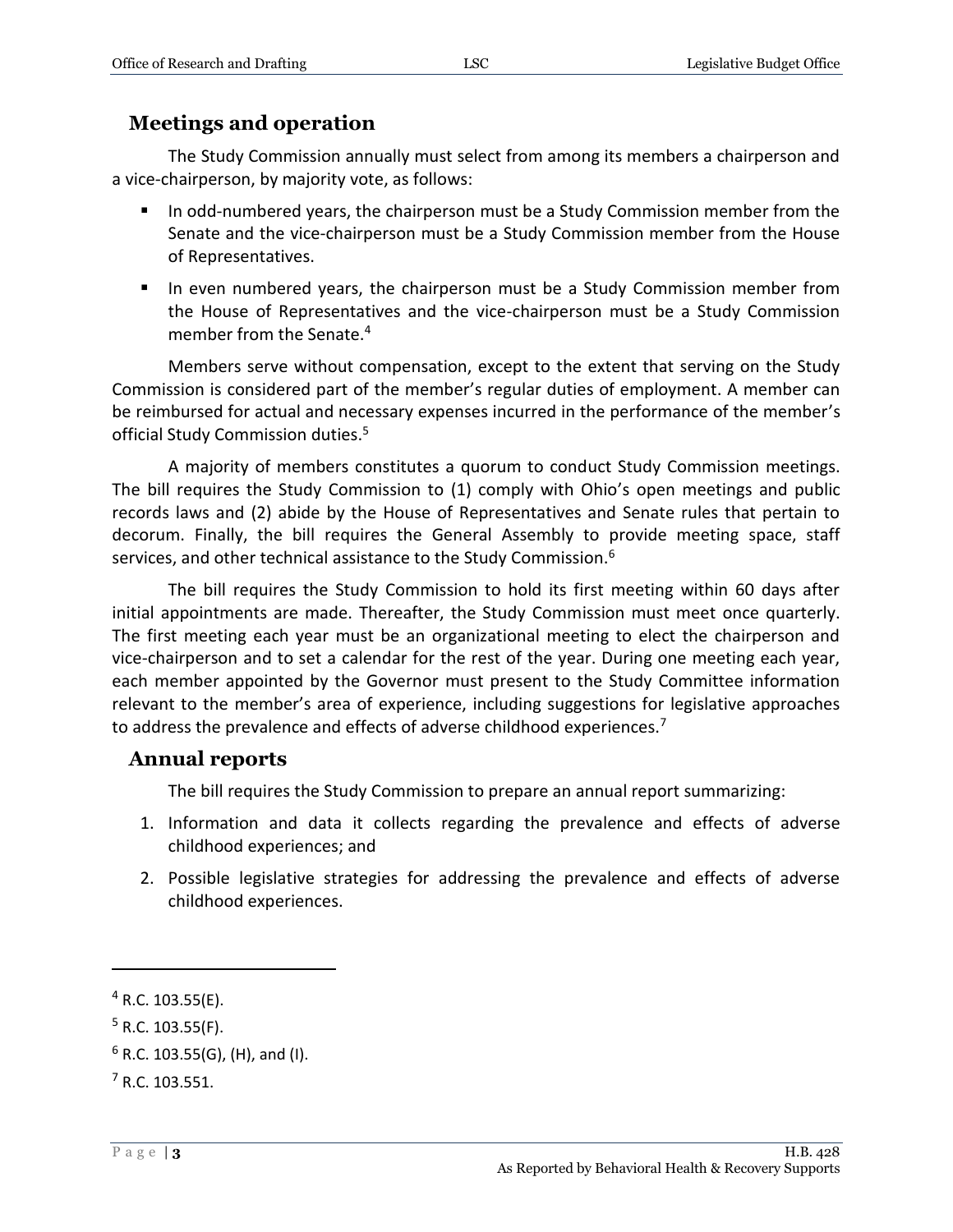## Meetings and operation

The Study Commission annually must select from among its members a chairperson and a vice-chairperson, by majority vote, as follows:

- In odd-numbered years, the chairperson must be a Study Commission member from the Senate and the vice-chairperson must be a Study Commission member from the House of Representatives.
- In even numbered years, the chairperson must be a Study Commission member from the House of Representatives and the vice-chairperson must be a Study Commission member from the Senate.[4]

Members serve without compensation, except to the extent that serving on the Study Commission is considered part of the member's regular duties of employment. A member can be reimbursed for actual and necessary expenses incurred in the performance of the member's official Study Commission duties.[5]

A majority of members constitutes a quorum to conduct Study Commission meetings. The bill requires the Study Commission to (1) comply with Ohio's open meetings and public records laws and (2) abide by the House of Representatives and Senate rules that pertain to decorum. Finally, the bill requires the General Assembly to provide meeting space, staff services, and other technical assistance to the Study Commission.[6]

The bill requires the Study Commission to hold its first meeting within 60 days after initial appointments are made. Thereafter, the Study Commission must meet once quarterly. The first meeting each year must be an organizational meeting to elect the chairperson and vice-chairperson and to set a calendar for the rest of the year. During one meeting each year, each member appointed by the Governor must present to the Study Committee information relevant to the member's area of experience, including suggestions for legislative approaches to address the prevalence and effects of adverse childhood experiences.[7]

## Annual reports

The bill requires the Study Commission to prepare an annual report summarizing:

1. Information and data it collects regarding the prevalence and effects of adverse childhood experiences; and
2. Possible legislative strategies for addressing the prevalence and effects of adverse childhood experiences.

---

[4] R.C. 103.55(E).

[5] R.C. 103.55(F).

[6] R.C. 103.55(G), (H), and (I).

[7] R.C. 103.551.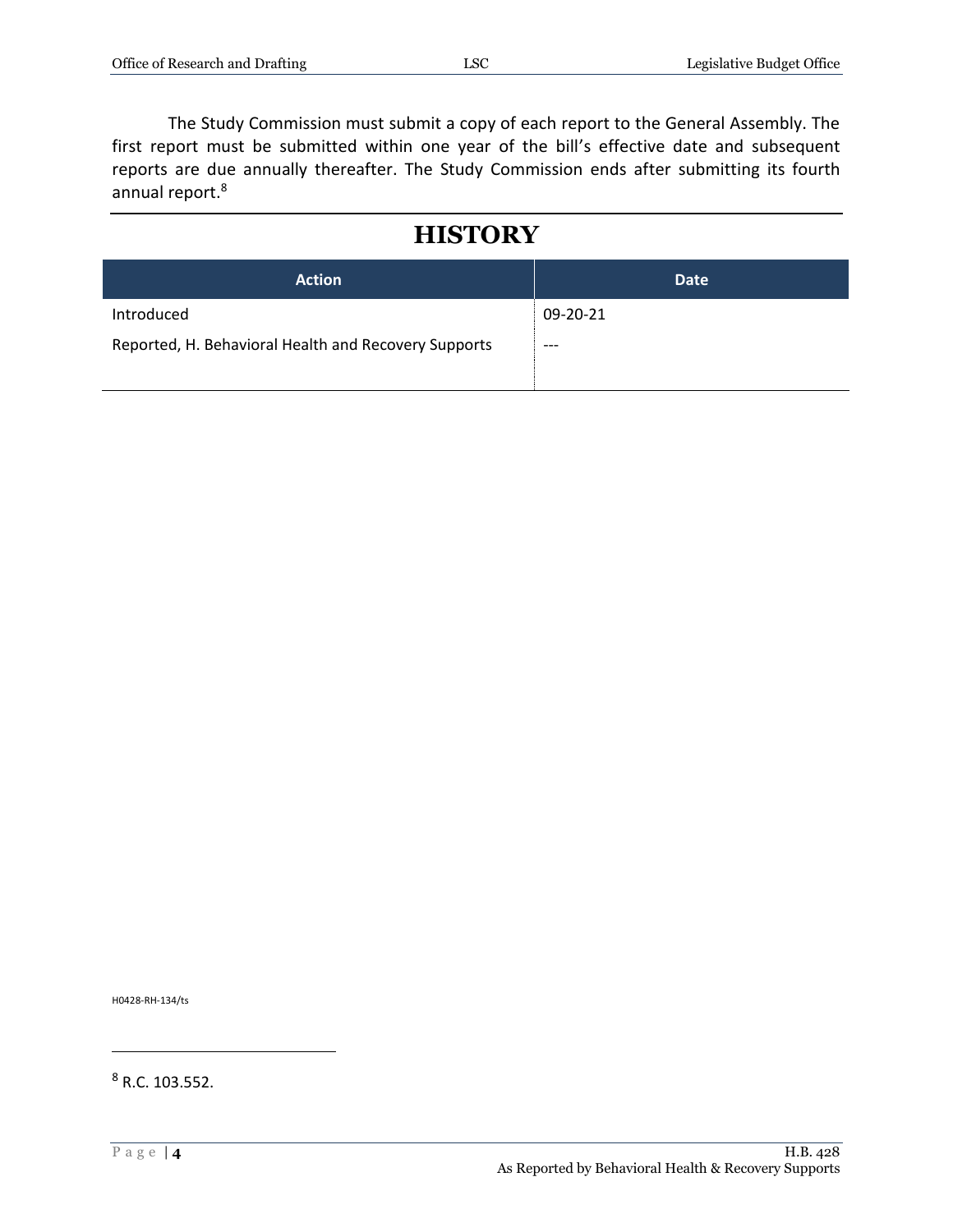The Study Commission must submit a copy of each report to the General Assembly. The first report must be submitted within one year of the bill's effective date and subsequent reports are due annually thereafter. The Study Commission ends after submitting its fourth annual report.[8]

# HISTORY

| Action | Date |
|---|---|
| Introduced | 09-20-21 |
| Reported, H. Behavioral Health and Recovery Supports | --- |

H0428-RH-134/ts

[8] R.C. 103.552.